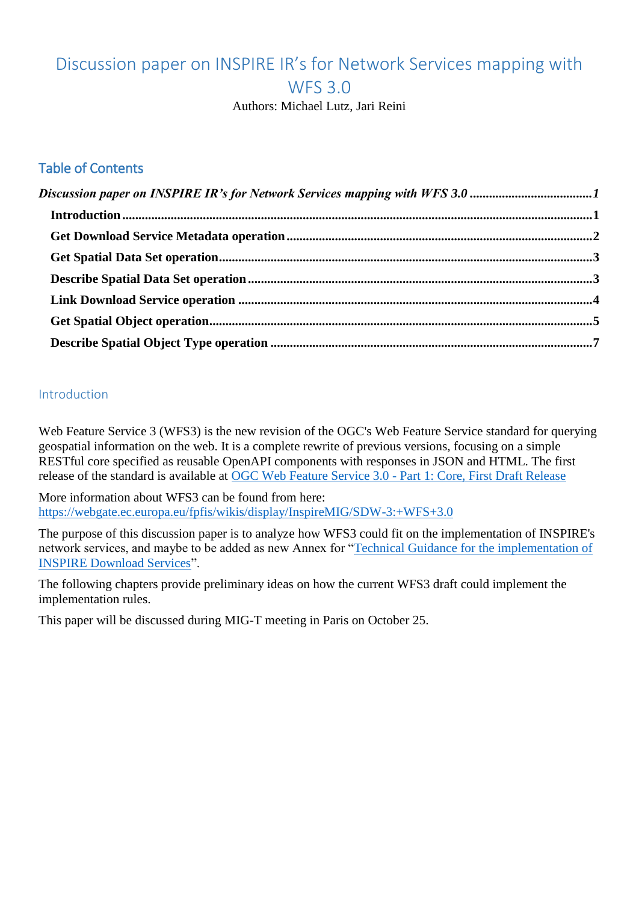# Discussion paper on INSPIRE IR's for Network Services mapping with WFS 3.0

Authors: Michael Lutz, Jari Reini

## Table of Contents

*Discussion paper on INSPIRE IR's for Network Services mapping with WFS 3.0* ....................................1

**Introduction** ....................................................................................................................................1

**Get Download Service Metadata operation** .....................................................................................2

**Get Spatial Data Set operation** ........................................................................................................3

**Describe Spatial Data Set operation** ................................................................................................3

**Link Download Service operation** ...................................................................................................4

**Get Spatial Object operation** ...........................................................................................................5

**Describe Spatial Object Type operation** ..........................................................................................7

## Introduction

Web Feature Service 3 (WFS3) is the new revision of the OGC's Web Feature Service standard for querying geospatial information on the web. It is a complete rewrite of previous versions, focusing on a simple RESTful core specified as reusable OpenAPI components with responses in JSON and HTML. The first release of the standard is available at [OGC Web Feature Service 3.0 - Part 1: Core, First Draft Release]

More information about WFS3 can be found from here:
https://webgate.ec.europa.eu/fpfis/wikis/display/InspireMIG/SDW-3:+WFS+3.0

The purpose of this discussion paper is to analyze how WFS3 could fit on the implementation of INSPIRE's network services, and maybe to be added as new Annex for "[Technical Guidance for the implementation of INSPIRE Download Services]".

The following chapters provide preliminary ideas on how the current WFS3 draft could implement the implementation rules.

This paper will be discussed during MIG-T meeting in Paris on October 25.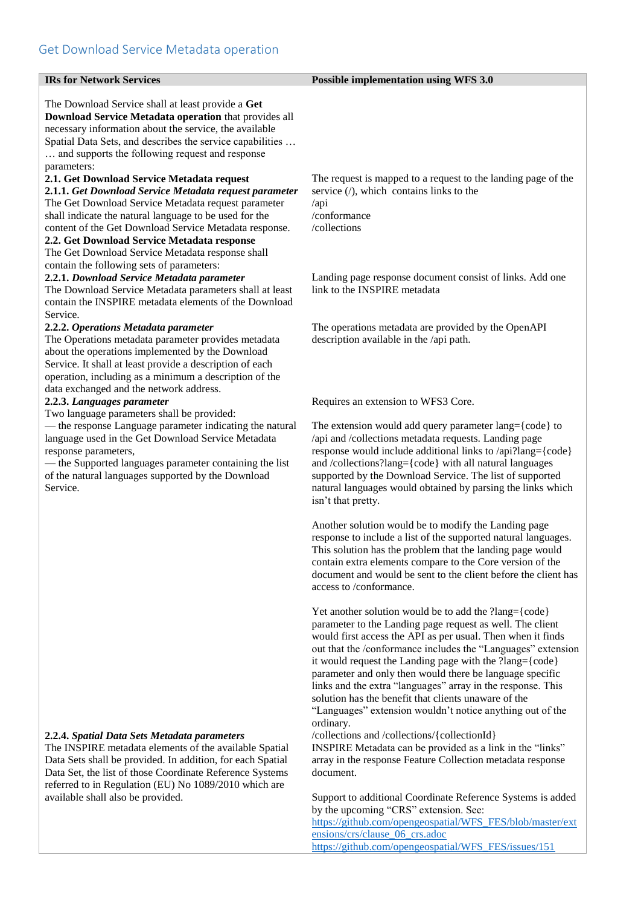## Get Download Service Metadata operation

| IRs for Network Services | Possible implementation using WFS 3.0 |
|---|---|
| The Download Service shall at least provide a **Get Download Service Metadata operation** that provides all necessary information about the service, the available Spatial Data Sets, and describes the service capabilities … … and supports the following request and response parameters: | |
| **2.1. Get Download Service Metadata request**<br>**2.1.1.** ***Get Download Service Metadata request parameter***<br>The Get Download Service Metadata request parameter shall indicate the natural language to be used for the content of the Get Download Service Metadata response. | The request is mapped to a request to the landing page of the service (/), which contains links to the<br>/api<br>/conformance<br>/collections |
| **2.2. Get Download Service Metadata response**<br>The Get Download Service Metadata response shall contain the following sets of parameters: | |
| **2.2.1.** ***Download Service Metadata parameter***<br>The Download Service Metadata parameters shall at least contain the INSPIRE metadata elements of the Download Service. | Landing page response document consist of links. Add one link to the INSPIRE metadata |
| **2.2.2.** ***Operations Metadata parameter***<br>The Operations metadata parameter provides metadata about the operations implemented by the Download Service. It shall at least provide a description of each operation, including as a minimum a description of the data exchanged and the network address. | The operations metadata are provided by the OpenAPI description available in the /api path. |
| **2.2.3.** ***Languages parameter***<br>Two language parameters shall be provided:<br>— the response Language parameter indicating the natural language used in the Get Download Service Metadata response parameters,<br>— the Supported languages parameter containing the list of the natural languages supported by the Download Service. | Requires an extension to WFS3 Core.<br><br>The extension would add query parameter lang={code} to /api and /collections metadata requests. Landing page response would include additional links to /api?lang={code} and /collections?lang={code} with all natural languages supported by the Download Service. The list of supported natural languages would obtained by parsing the links which isn't that pretty.<br><br>Another solution would be to modify the Landing page response to include a list of the supported natural languages. This solution has the problem that the landing page would contain extra elements compare to the Core version of the document and would be sent to the client before the client has access to /conformance.<br><br>Yet another solution would be to add the ?lang={code} parameter to the Landing page request as well. The client would first access the API as per usual. Then when it finds out that the /conformance includes the "Languages" extension it would request the Landing page with the ?lang={code} parameter and only then would there be language specific links and the extra "languages" array in the response. This solution has the benefit that clients unaware of the "Languages" extension wouldn't notice anything out of the ordinary. |
| **2.2.4.** ***Spatial Data Sets Metadata parameters***<br>The INSPIRE metadata elements of the available Spatial Data Sets shall be provided. In addition, for each Spatial Data Set, the list of those Coordinate Reference Systems referred to in Regulation (EU) No 1089/2010 which are available shall also be provided. | /collections and /collections/{collectionId}<br>INSPIRE Metadata can be provided as a link in the "links" array in the response Feature Collection metadata response document.<br><br>Support to additional Coordinate Reference Systems is added by the upcoming "CRS" extension. See:<br>https://github.com/opengeospatial/WFS_FES/blob/master/extensions/crs/clause_06_crs.adoc<br>https://github.com/opengeospatial/WFS_FES/issues/151 |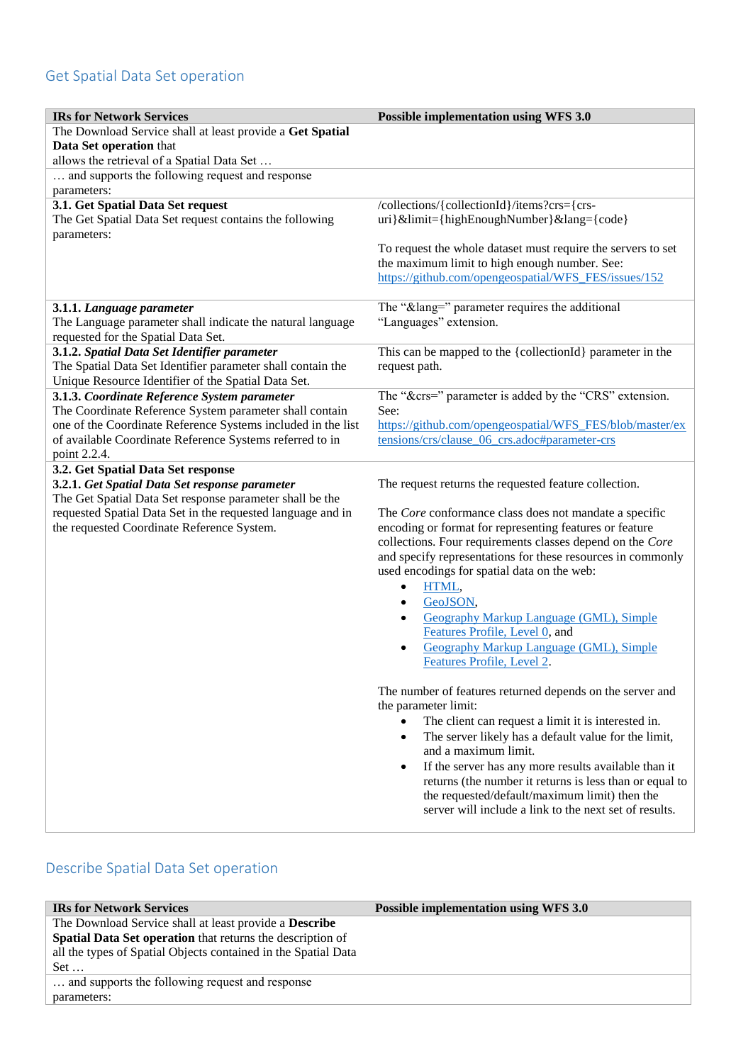## Get Spatial Data Set operation

| IRs for Network Services | Possible implementation using WFS 3.0 |
|---|---|
| The Download Service shall at least provide a **Get Spatial Data Set operation** that allows the retrieval of a Spatial Data Set … | |
| … and supports the following request and response parameters: | |
| **3.1. Get Spatial Data Set request**<br>The Get Spatial Data Set request contains the following parameters: | /collections/{collectionId}/items?crs={crs-uri}&limit={highEnoughNumber}&lang={code}<br><br>To request the whole dataset must require the servers to set the maximum limit to high enough number. See: https://github.com/opengeospatial/WFS_FES/issues/152 |
| **3.1.1. *Language parameter***<br>The Language parameter shall indicate the natural language requested for the Spatial Data Set. | The "&lang=" parameter requires the additional "Languages" extension. |
| **3.1.2. *Spatial Data Set Identifier parameter***<br>The Spatial Data Set Identifier parameter shall contain the Unique Resource Identifier of the Spatial Data Set. | This can be mapped to the {collectionId} parameter in the request path. |
| **3.1.3. *Coordinate Reference System parameter***<br>The Coordinate Reference System parameter shall contain one of the Coordinate Reference Systems included in the list of available Coordinate Reference Systems referred to in point 2.2.4. | The "&crs=" parameter is added by the "CRS" extension. See: https://github.com/opengeospatial/WFS_FES/blob/master/extensions/crs/clause_06_crs.adoc#parameter-crs |
| **3.2. Get Spatial Data Set response**<br>**3.2.1. *Get Spatial Data Set response parameter***<br>The Get Spatial Data Set response parameter shall be the requested Spatial Data Set in the requested language and in the requested Coordinate Reference System. | The request returns the requested feature collection.<br><br>The *Core* conformance class does not mandate a specific encoding or format for representing features or feature collections. Four requirements classes depend on the *Core* and specify representations for these resources in commonly used encodings for spatial data on the web:<br>• HTML,<br>• GeoJSON,<br>• Geography Markup Language (GML), Simple Features Profile, Level 0, and<br>• Geography Markup Language (GML), Simple Features Profile, Level 2.<br><br>The number of features returned depends on the server and the parameter limit:<br>• The client can request a limit it is interested in.<br>• The server likely has a default value for the limit, and a maximum limit.<br>• If the server has any more results available than it returns (the number it returns is less than or equal to the requested/default/maximum limit) then the server will include a link to the next set of results. |

## Describe Spatial Data Set operation

| IRs for Network Services | Possible implementation using WFS 3.0 |
|---|---|
| The Download Service shall at least provide a **Describe Spatial Data Set operation** that returns the description of all the types of Spatial Objects contained in the Spatial Data Set … | |
| … and supports the following request and response parameters: | |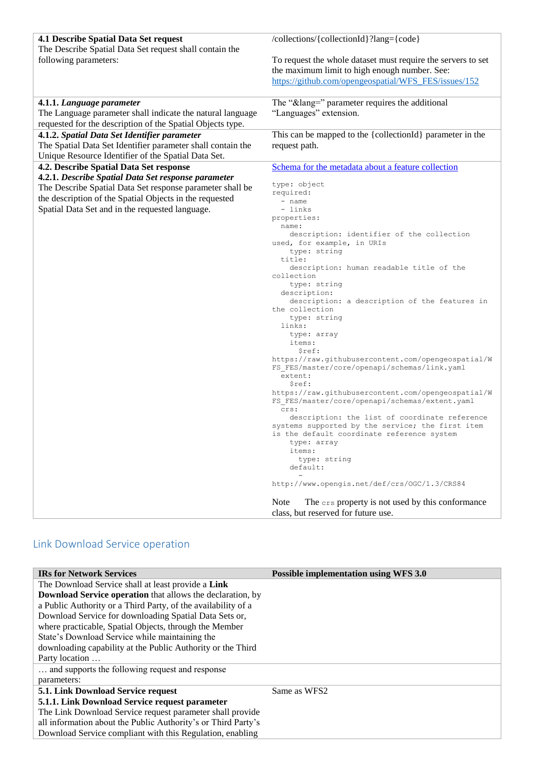| | |
|---|---|
| **4.1 Describe Spatial Data Set request**<br>The Describe Spatial Data Set request shall contain the following parameters: | /collections/{collectionId}?lang={code}<br><br>To request the whole dataset must require the servers to set the maximum limit to high enough number. See: [https://github.com/opengeospatial/WFS_FES/issues/152](https://github.com/opengeospatial/WFS_FES/issues/152) |
| **4.1.1. *Language parameter***<br>The Language parameter shall indicate the natural language requested for the description of the Spatial Objects type. | The “&lang=” parameter requires the additional “Languages” extension. |
| **4.1.2. *Spatial Data Set Identifier parameter***<br>The Spatial Data Set Identifier parameter shall contain the Unique Resource Identifier of the Spatial Data Set. | This can be mapped to the {collectionId} parameter in the request path. |
| **4.2. Describe Spatial Data Set response**<br>**4.2.1. *Describe Spatial Data Set response parameter***<br>The Describe Spatial Data Set response parameter shall be the description of the Spatial Objects in the requested Spatial Data Set and in the requested language. | [Schema for the metadata about a feature collection](#)<br><br>`type: object`<br>`required:`<br>`  - name`<br>`  - links`<br>`properties:`<br>`  name:`<br>`    description: identifier of the collection used, for example, in URIs`<br>`    type: string`<br>`  title:`<br>`    description: human readable title of the collection`<br>`    type: string`<br>`  description:`<br>`    description: a description of the features in the collection`<br>`    type: string`<br>`  links:`<br>`    type: array`<br>`    items:`<br>`      $ref: https://raw.githubusercontent.com/opengeospatial/WFS_FES/master/core/openapi/schemas/link.yaml`<br>`  extent:`<br>`    $ref: https://raw.githubusercontent.com/opengeospatial/WFS_FES/master/core/openapi/schemas/extent.yaml`<br>`  crs:`<br>`    description: the list of coordinate reference systems supported by the service; the first item is the default coordinate reference system`<br>`    type: array`<br>`    items:`<br>`      type: string`<br>`    default:`<br>`      - http://www.opengis.net/def/crs/OGC/1.3/CRS84`<br><br>Note The `crs` property is not used by this conformance class, but reserved for future use. |

## Link Download Service operation

| IRs for Network Services | Possible implementation using WFS 3.0 |
|---|---|
| The Download Service shall at least provide a **Link Download Service operation** that allows the declaration, by a Public Authority or a Third Party, of the availability of a Download Service for downloading Spatial Data Sets or, where practicable, Spatial Objects, through the Member State’s Download Service while maintaining the downloading capability at the Public Authority or the Third Party location … | |
| … and supports the following request and response parameters: | |
| **5.1. Link Download Service request**<br>**5.1.1. Link Download Service request parameter**<br>The Link Download Service request parameter shall provide all information about the Public Authority’s or Third Party’s Download Service compliant with this Regulation, enabling | Same as WFS2 |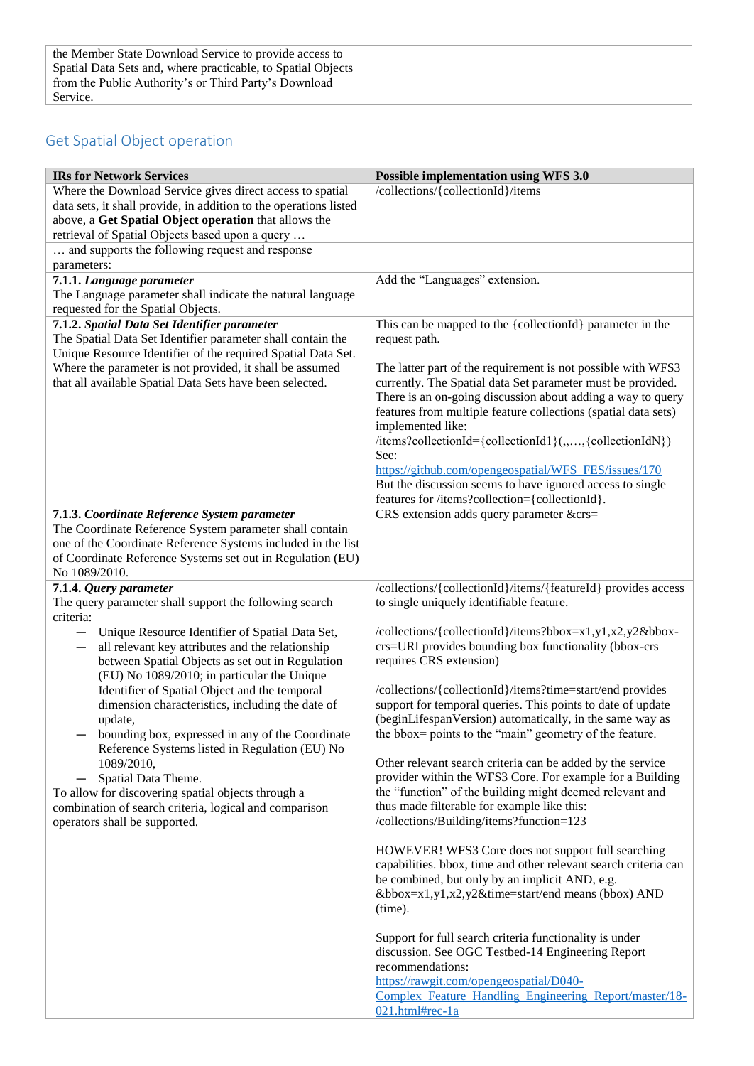| the Member State Download Service to provide access to Spatial Data Sets and, where practicable, to Spatial Objects from the Public Authority's or Third Party's Download Service. | |
|---|---|

## Get Spatial Object operation

| IRs for Network Services | Possible implementation using WFS 3.0 |
|---|---|
| Where the Download Service gives direct access to spatial data sets, it shall provide, in addition to the operations listed above, a **Get Spatial Object operation** that allows the retrieval of Spatial Objects based upon a query … | /collections/{collectionId}/items |
| … and supports the following request and response parameters: | |
| **7.1.1.** ***Language parameter***<br>The Language parameter shall indicate the natural language requested for the Spatial Objects. | Add the "Languages" extension. |
| **7.1.2.** ***Spatial Data Set Identifier parameter***<br>The Spatial Data Set Identifier parameter shall contain the Unique Resource Identifier of the required Spatial Data Set. Where the parameter is not provided, it shall be assumed that all available Spatial Data Sets have been selected. | This can be mapped to the {collectionId} parameter in the request path.<br><br>The latter part of the requirement is not possible with WFS3 currently. The Spatial data Set parameter must be provided. There is an on-going discussion about adding a way to query features from multiple feature collections (spatial data sets) implemented like:<br>/items?collectionId={collectionId1}(,,…,{collectionIdN})<br>See:<br>https://github.com/opengeospatial/WFS_FES/issues/170<br>But the discussion seems to have ignored access to single features for /items?collection={collectionId}. |
| **7.1.3.** ***Coordinate Reference System parameter***<br>The Coordinate Reference System parameter shall contain one of the Coordinate Reference Systems included in the list of Coordinate Reference Systems set out in Regulation (EU) No 1089/2010. | CRS extension adds query parameter &crs= |
| **7.1.4.** ***Query parameter***<br>The query parameter shall support the following search criteria:<br>— Unique Resource Identifier of Spatial Data Set,<br>— all relevant key attributes and the relationship between Spatial Objects as set out in Regulation (EU) No 1089/2010; in particular the Unique Identifier of Spatial Object and the temporal dimension characteristics, including the date of update,<br>— bounding box, expressed in any of the Coordinate Reference Systems listed in Regulation (EU) No 1089/2010,<br>— Spatial Data Theme.<br>To allow for discovering spatial objects through a combination of search criteria, logical and comparison operators shall be supported. | /collections/{collectionId}/items/{featureId} provides access to single uniquely identifiable feature.<br><br>/collections/{collectionId}/items?bbox=x1,y1,x2,y2&bbox-crs=URI provides bounding box functionality (bbox-crs requires CRS extension)<br><br>/collections/{collectionId}/items?time=start/end provides support for temporal queries. This points to date of update (beginLifespanVersion) automatically, in the same way as the bbox= points to the "main" geometry of the feature.<br><br>Other relevant search criteria can be added by the service provider within the WFS3 Core. For example for a Building the "function" of the building might deemed relevant and thus made filterable for example like this:<br>/collections/Building/items?function=123<br><br>HOWEVER! WFS3 Core does not support full searching capabilities. bbox, time and other relevant search criteria can be combined, but only by an implicit AND, e.g. &bbox=x1,y1,x2,y2&time=start/end means (bbox) AND (time).<br><br>Support for full search criteria functionality is under discussion. See OGC Testbed-14 Engineering Report recommendations:<br>https://rawgit.com/opengeospatial/D040-Complex_Feature_Handling_Engineering_Report/master/18-021.html#rec-1a |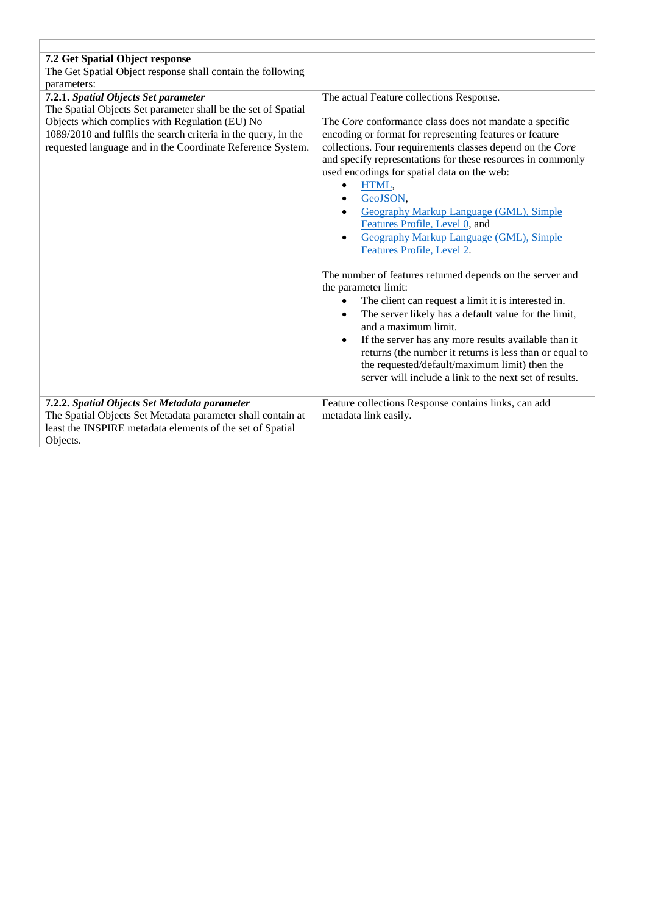| | |
|---|---|
| **7.2 Get Spatial Object response**<br>The Get Spatial Object response shall contain the following parameters: | |
| **7.2.1. *Spatial Objects Set parameter***<br>The Spatial Objects Set parameter shall be the set of Spatial Objects which complies with Regulation (EU) No 1089/2010 and fulfils the search criteria in the query, in the requested language and in the Coordinate Reference System. | The actual Feature collections Response.<br><br>The *Core* conformance class does not mandate a specific encoding or format for representing features or feature collections. Four requirements classes depend on the *Core* and specify representations for these resources in commonly used encodings for spatial data on the web:<br>• HTML,<br>• GeoJSON,<br>• Geography Markup Language (GML), Simple Features Profile, Level 0, and<br>• Geography Markup Language (GML), Simple Features Profile, Level 2.<br><br>The number of features returned depends on the server and the parameter limit:<br>• The client can request a limit it is interested in.<br>• The server likely has a default value for the limit, and a maximum limit.<br>• If the server has any more results available than it returns (the number it returns is less than or equal to the requested/default/maximum limit) then the server will include a link to the next set of results. |
| **7.2.2. *Spatial Objects Set Metadata parameter***<br>The Spatial Objects Set Metadata parameter shall contain at least the INSPIRE metadata elements of the set of Spatial Objects. | Feature collections Response contains links, can add metadata link easily. |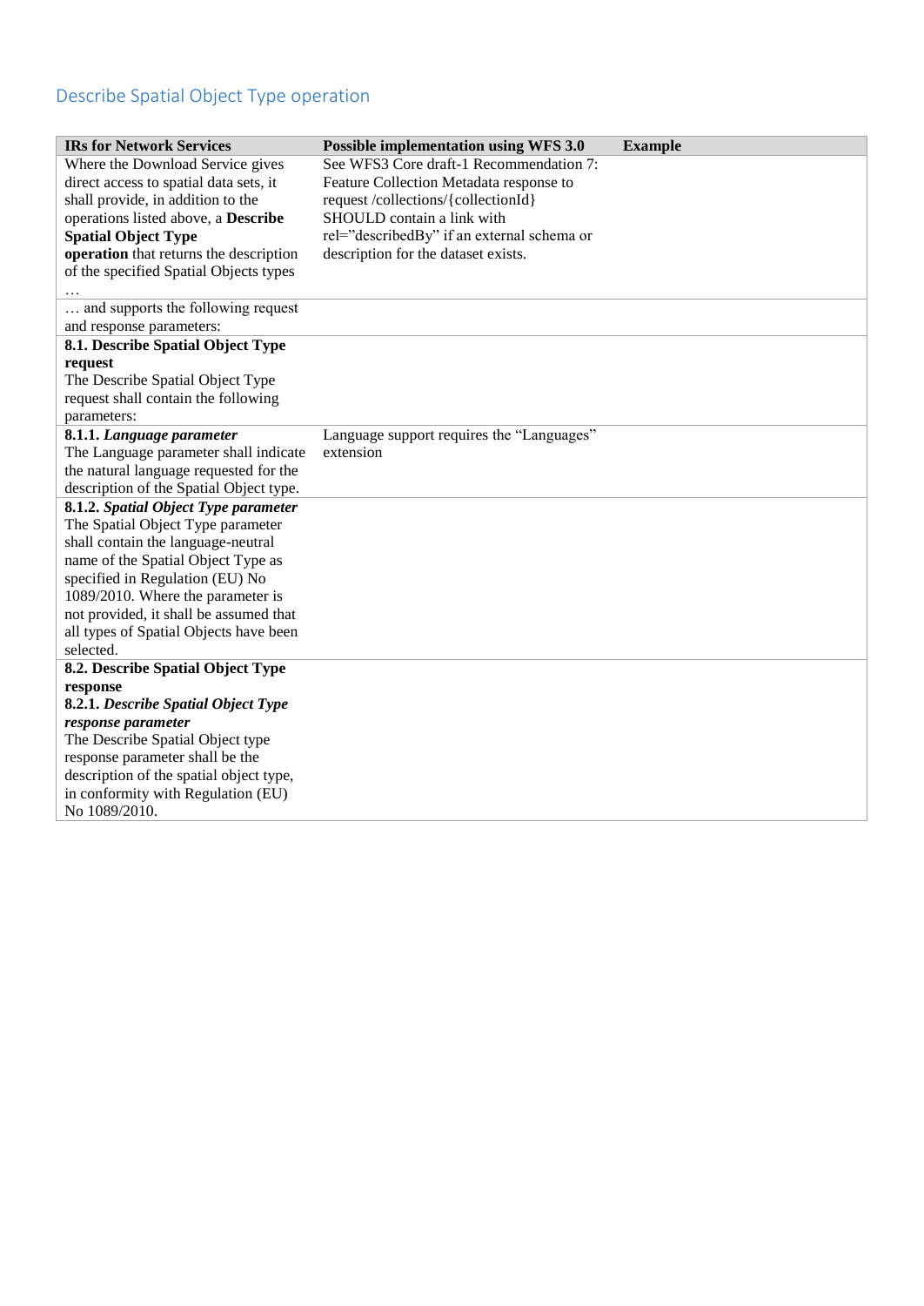## Describe Spatial Object Type operation

| IRs for Network Services | Possible implementation using WFS 3.0 | Example |
|---|---|---|
| Where the Download Service gives direct access to spatial data sets, it shall provide, in addition to the operations listed above, a **Describe Spatial Object Type operation** that returns the description of the specified Spatial Objects types … | See WFS3 Core draft-1 Recommendation 7: Feature Collection Metadata response to request /collections/{collectionId} SHOULD contain a link with rel="describedBy" if an external schema or description for the dataset exists. | |
| … and supports the following request and response parameters: | | |
| **8.1. Describe Spatial Object Type request** The Describe Spatial Object Type request shall contain the following parameters: | | |
| **8.1.1.** ***Language parameter*** The Language parameter shall indicate the natural language requested for the description of the Spatial Object type. | Language support requires the "Languages" extension | |
| **8.1.2.** ***Spatial Object Type parameter*** The Spatial Object Type parameter shall contain the language-neutral name of the Spatial Object Type as specified in Regulation (EU) No 1089/2010. Where the parameter is not provided, it shall be assumed that all types of Spatial Objects have been selected. | | |
| **8.2. Describe Spatial Object Type response** **8.2.1.** ***Describe Spatial Object Type response parameter*** The Describe Spatial Object type response parameter shall be the description of the spatial object type, in conformity with Regulation (EU) No 1089/2010. | | |